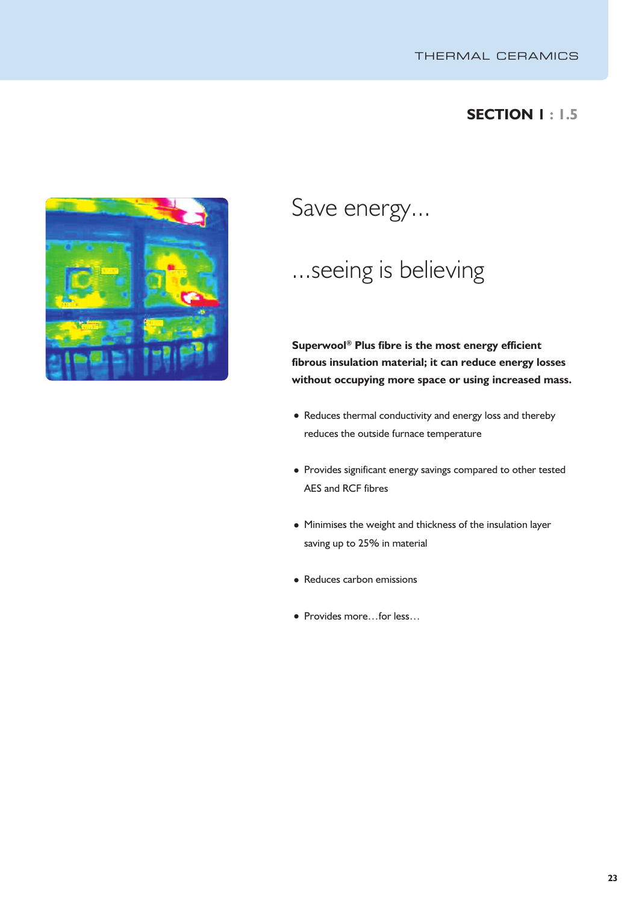## SECTION 1 : 1.5

# Save energy…

# …seeing is believing

**Superwool® Plus fibre is the most energy efficient fibrous insulation material; it can reduce energy losses without occupying more space or using increased mass.**

- Reduces thermal conductivity and energy loss and thereby reduces the outside furnace temperature
- Provides significant energy savings compared to other tested AES and RCF fibres
- Minimises the weight and thickness of the insulation layer saving up to 25% in material
- Reduces carbon emissions
- Provides more…for less…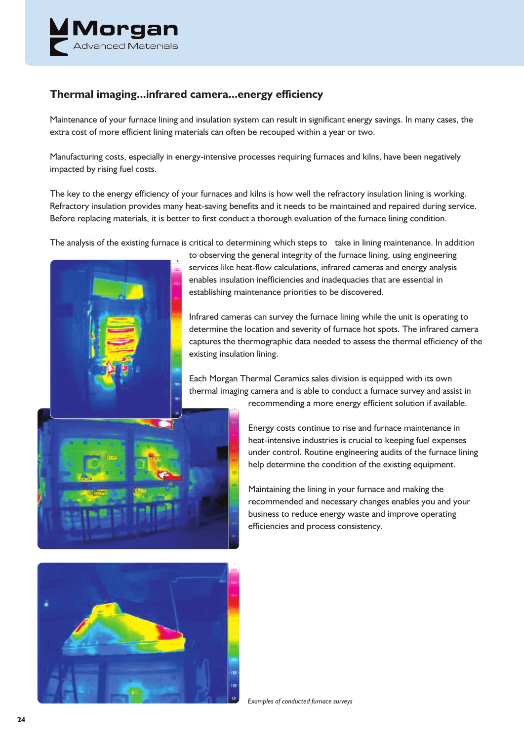## Thermal imaging...infrared camera...energy efficiency

Maintenance of your furnace lining and insulation system can result in significant energy savings. In many cases, the extra cost of more efficient lining materials can often be recouped within a year or two.

Manufacturing costs, especially in energy-intensive processes requiring furnaces and kilns, have been negatively impacted by rising fuel costs.

The key to the energy efficiency of your furnaces and kilns is how well the refractory insulation lining is working. Refractory insulation provides many heat-saving benefits and it needs to be maintained and repaired during service. Before replacing materials, it is better to first conduct a thorough evaluation of the furnace lining condition.

The analysis of the existing furnace is critical to determining which steps to take in lining maintenance. In addition to observing the general integrity of the furnace lining, using engineering services like heat-flow calculations, infrared cameras and energy analysis enables insulation inefficiencies and inadequacies that are essential in establishing maintenance priorities to be discovered.

Infrared cameras can survey the furnace lining while the unit is operating to determine the location and severity of furnace hot spots. The infrared camera captures the thermographic data needed to assess the thermal efficiency of the existing insulation lining.

Each Morgan Thermal Ceramics sales division is equipped with its own thermal imaging camera and is able to conduct a furnace survey and assist in recommending a more energy efficient solution if available.

Energy costs continue to rise and furnace maintenance in heat-intensive industries is crucial to keeping fuel expenses under control. Routine engineering audits of the furnace lining help determine the condition of the existing equipment.

Maintaining the lining in your furnace and making the recommended and necessary changes enables you and your business to reduce energy waste and improve operating efficiencies and process consistency.

*Examples of conducted furnace surveys*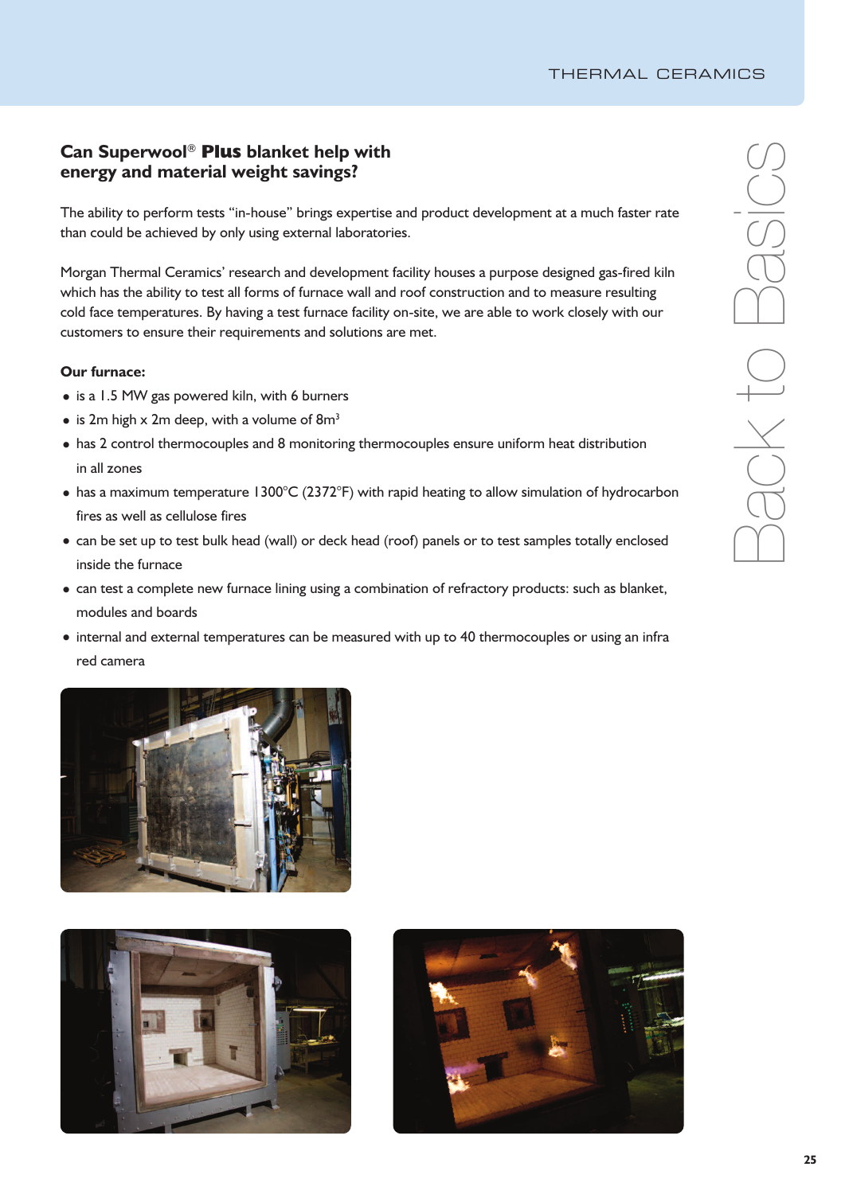## Can Superwool® **Plus** blanket help with energy and material weight savings?

The ability to perform tests "in-house" brings expertise and product development at a much faster rate than could be achieved by only using external laboratories.

Morgan Thermal Ceramics' research and development facility houses a purpose designed gas-fired kiln which has the ability to test all forms of furnace wall and roof construction and to measure resulting cold face temperatures. By having a test furnace facility on-site, we are able to work closely with our customers to ensure their requirements and solutions are met.

**Our furnace:**

- is a 1.5 MW gas powered kiln, with 6 burners
- is 2m high x 2m deep, with a volume of 8m$^3$
- has 2 control thermocouples and 8 monitoring thermocouples ensure uniform heat distribution in all zones
- has a maximum temperature 1300°C (2372°F) with rapid heating to allow simulation of hydrocarbon fires as well as cellulose fires
- can be set up to test bulk head (wall) or deck head (roof) panels or to test samples totally enclosed inside the furnace
- can test a complete new furnace lining using a combination of refractory products: such as blanket, modules and boards
- internal and external temperatures can be measured with up to 40 thermocouples or using an infra red camera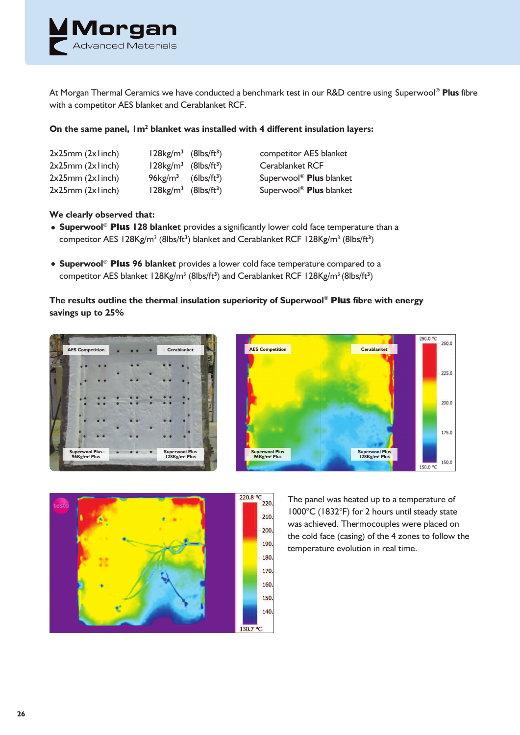At Morgan Thermal Ceramics we have conducted a benchmark test in our R&D centre using Superwool® **Plus** fibre with a competitor AES blanket and Cerablanket RCF.

**On the same panel, 1m² blanket was installed with 4 different insulation layers:**

| | | | |
|---|---|---|---|
| 2x25mm (2x1inch) | 128kg/m³ | (8lbs/ft³) | competitor AES blanket |
| 2x25mm (2x1inch) | 128kg/m³ | (8lbs/ft³) | Cerablanket RCF |
| 2x25mm (2x1inch) | 96kg/m³ | (6lbs/ft³) | Superwool® **Plus** blanket |
| 2x25mm (2x1inch) | 128kg/m³ | (8lbs/ft³) | Superwool® **Plus** blanket |

**We clearly observed that:**

- **Superwool® Plus 128 blanket** provides a significantly lower cold face temperature than a competitor AES 128Kg/m³ (8lbs/ft³) blanket and Cerablanket RCF 128Kg/m³ (8lbs/ft³)

- **Superwool® Plus 96 blanket** provides a lower cold face temperature compared to a competitor AES blanket 128Kg/m³ (8lbs/ft³) and Cerablanket RCF 128Kg/m³ (8lbs/ft³)

**The results outline the thermal insulation superiority of Superwool® Plus fibre with energy savings up to 25%**

The panel was heated up to a temperature of 1000°C (1832°F) for 2 hours until steady state was achieved. Thermocouples were placed on the cold face (casing) of the 4 zones to follow the temperature evolution in real time.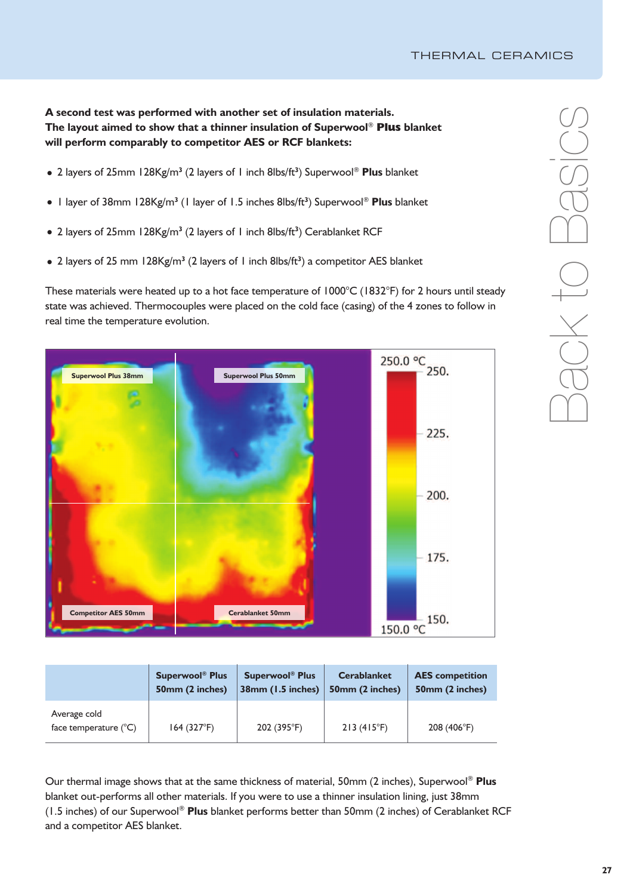**A second test was performed with another set of insulation materials. The layout aimed to show that a thinner insulation of Superwool® Plus blanket will perform comparably to competitor AES or RCF blankets:**

- 2 layers of 25mm 128Kg/m³ (2 layers of 1 inch 8lbs/ft³) Superwool® **Plus** blanket
- 1 layer of 38mm 128Kg/m³ (1 layer of 1.5 inches 8lbs/ft³) Superwool® **Plus** blanket
- 2 layers of 25mm 128Kg/m³ (2 layers of 1 inch 8lbs/ft³) Cerablanket RCF
- 2 layers of 25 mm 128Kg/m³ (2 layers of 1 inch 8lbs/ft³) a competitor AES blanket

These materials were heated up to a hot face temperature of 1000°C (1832°F) for 2 hours until steady state was achieved. Thermocouples were placed on the cold face (casing) of the 4 zones to follow in real time the temperature evolution.

Superwool Plus 38mm | Superwool Plus 50mm | Competitor AES 50mm | Cerablanket 50mm

250.0 °C | 250. | 225. | 200. | 175. | 150. | 150.0 °C

| | Superwool® Plus 50mm (2 inches) | Superwool® Plus 38mm (1.5 inches) | Cerablanket 50mm (2 inches) | AES competition 50mm (2 inches) |
|---|---|---|---|---|
| Average cold face temperature (°C) | 164 (327°F) | 202 (395°F) | 213 (415°F) | 208 (406°F) |

Our thermal image shows that at the same thickness of material, 50mm (2 inches), Superwool® **Plus** blanket out-performs all other materials. If you were to use a thinner insulation lining, just 38mm (1.5 inches) of our Superwool® **Plus** blanket performs better than 50mm (2 inches) of Cerablanket RCF and a competitor AES blanket.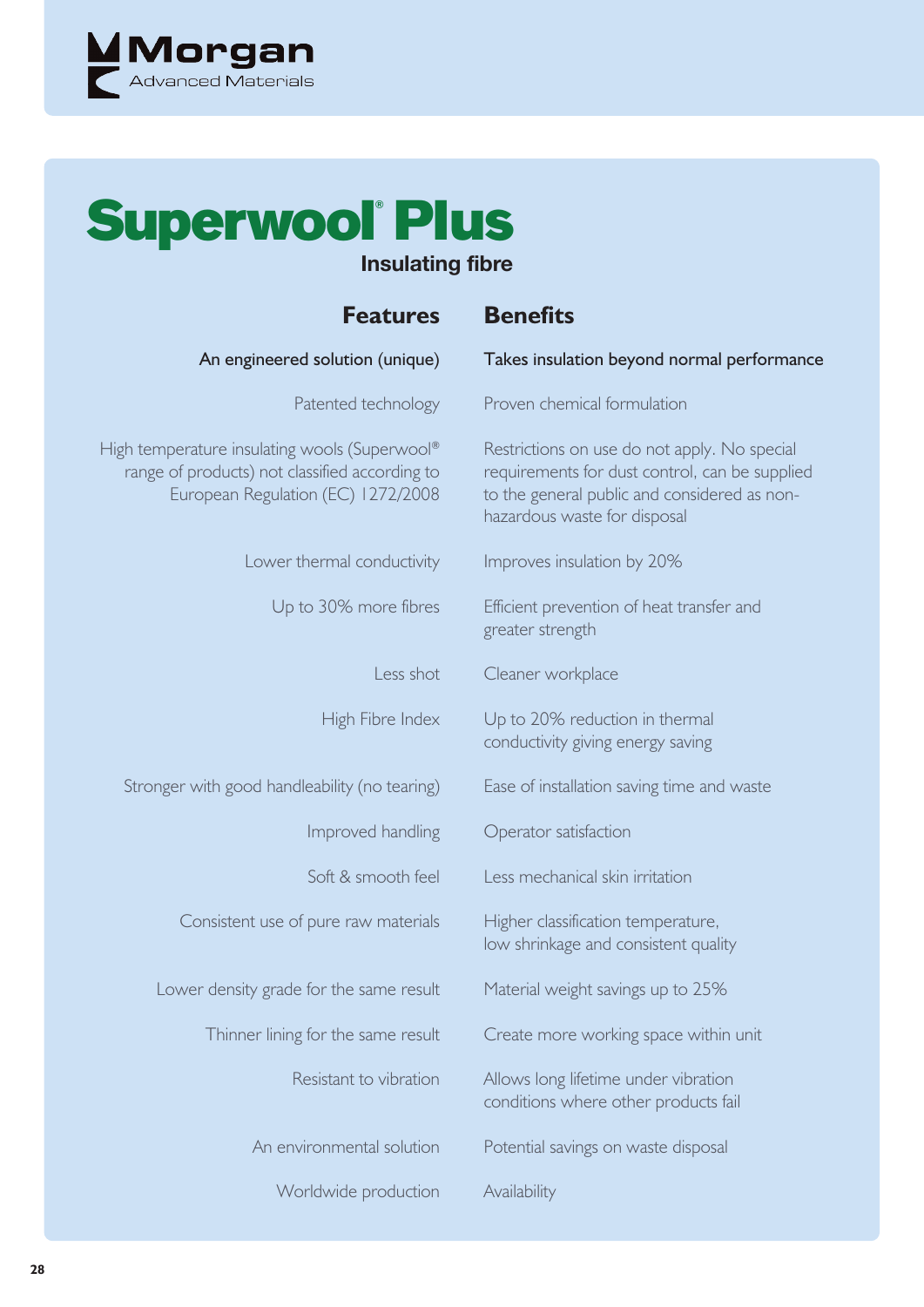Morgan Advanced Materials

# Superwool® Plus

## Insulating fibre

| Features | Benefits |
| --- | --- |
| An engineered solution (unique) | Takes insulation beyond normal performance |
| Patented technology | Proven chemical formulation |
| High temperature insulating wools (Superwool® range of products) not classified according to European Regulation (EC) 1272/2008 | Restrictions on use do not apply. No special requirements for dust control, can be supplied to the general public and considered as non-hazardous waste for disposal |
| Lower thermal conductivity | Improves insulation by 20% |
| Up to 30% more fibres | Efficient prevention of heat transfer and greater strength |
| Less shot | Cleaner workplace |
| High Fibre Index | Up to 20% reduction in thermal conductivity giving energy saving |
| Stronger with good handleability (no tearing) | Ease of installation saving time and waste |
| Improved handling | Operator satisfaction |
| Soft & smooth feel | Less mechanical skin irritation |
| Consistent use of pure raw materials | Higher classification temperature, low shrinkage and consistent quality |
| Lower density grade for the same result | Material weight savings up to 25% |
| Thinner lining for the same result | Create more working space within unit |
| Resistant to vibration | Allows long lifetime under vibration conditions where other products fail |
| An environmental solution | Potential savings on waste disposal |
| Worldwide production | Availability |